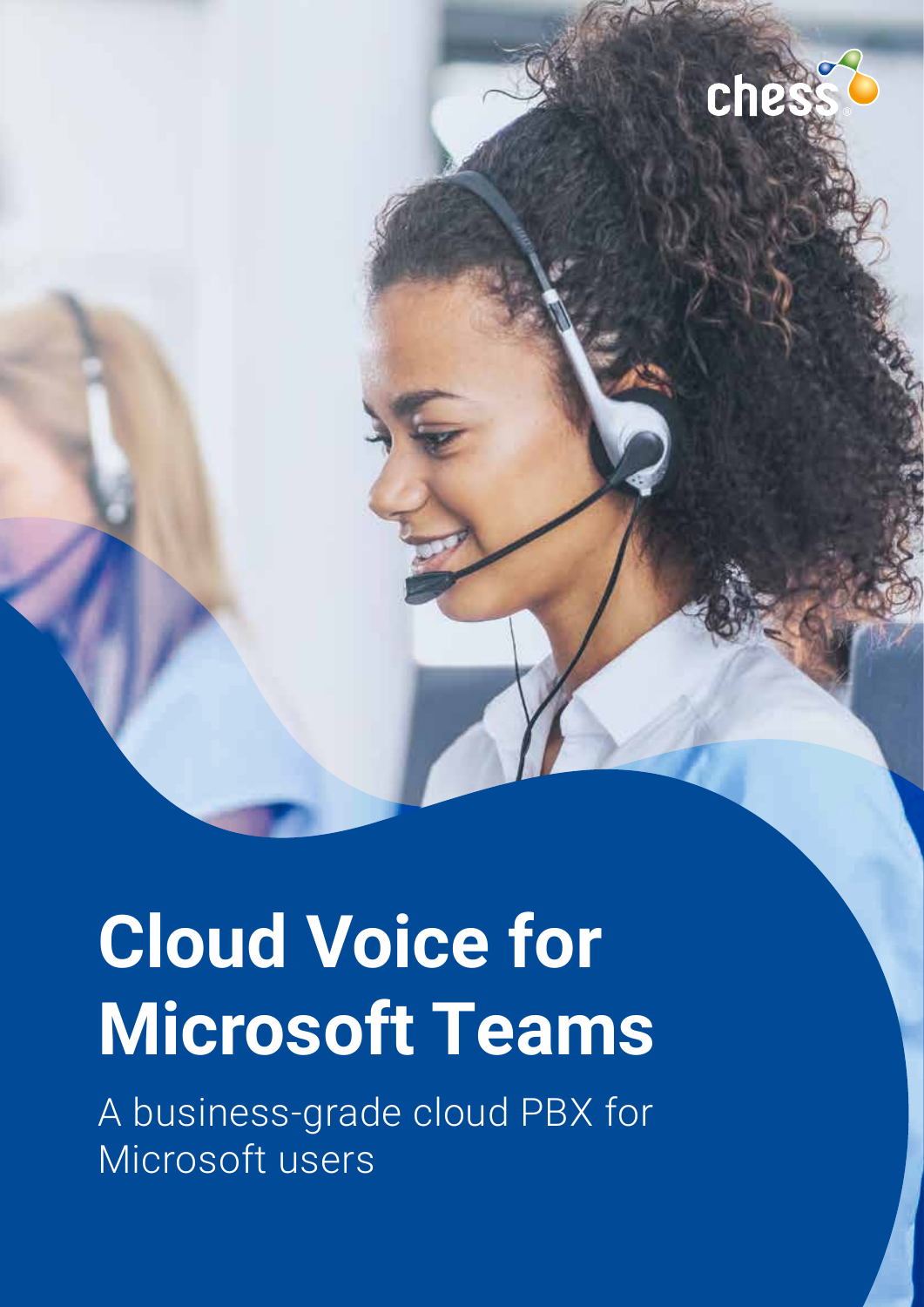chess

# Cloud Voice for Microsoft Teams

A business-grade cloud PBX for Microsoft users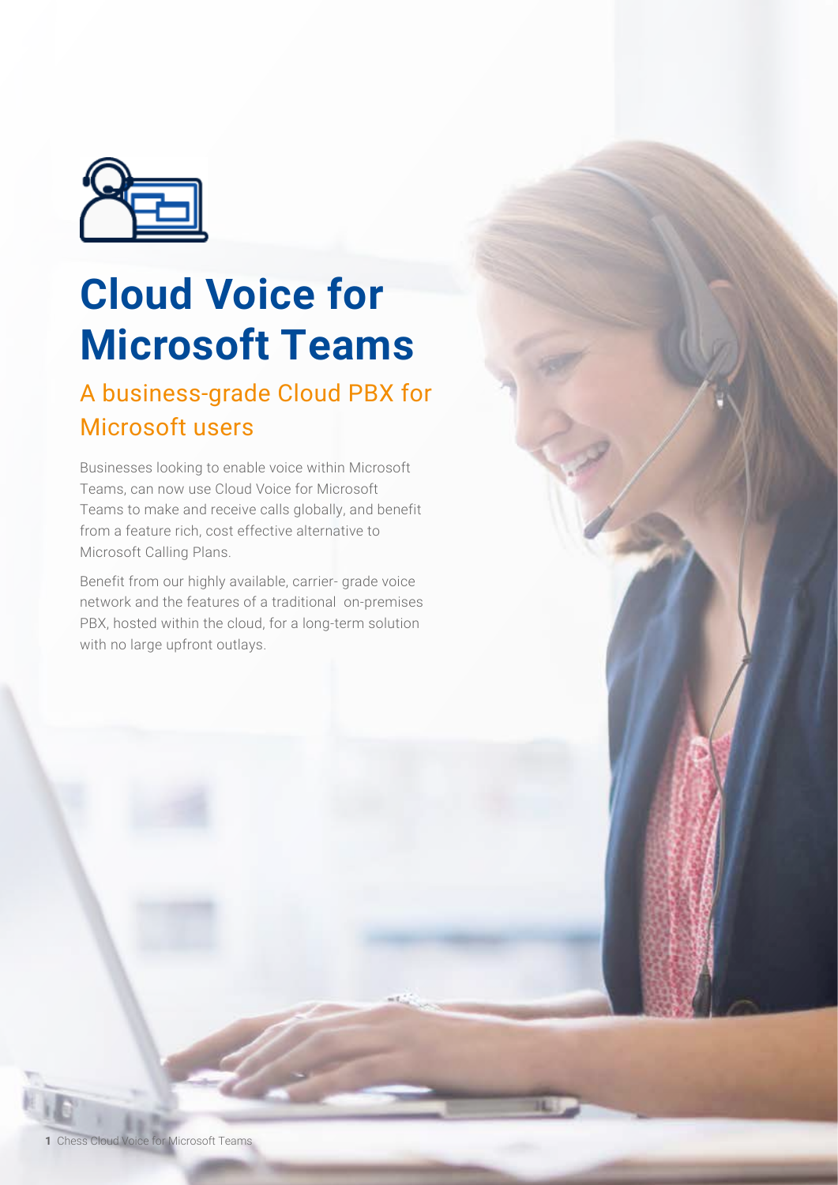# Cloud Voice for Microsoft Teams

## A business-grade Cloud PBX for Microsoft users

Businesses looking to enable voice within Microsoft Teams, can now use Cloud Voice for Microsoft Teams to make and receive calls globally, and benefit from a feature rich, cost effective alternative to Microsoft Calling Plans.

Benefit from our highly available, carrier- grade voice network and the features of a traditional on-premises PBX, hosted within the cloud, for a long-term solution with no large upfront outlays.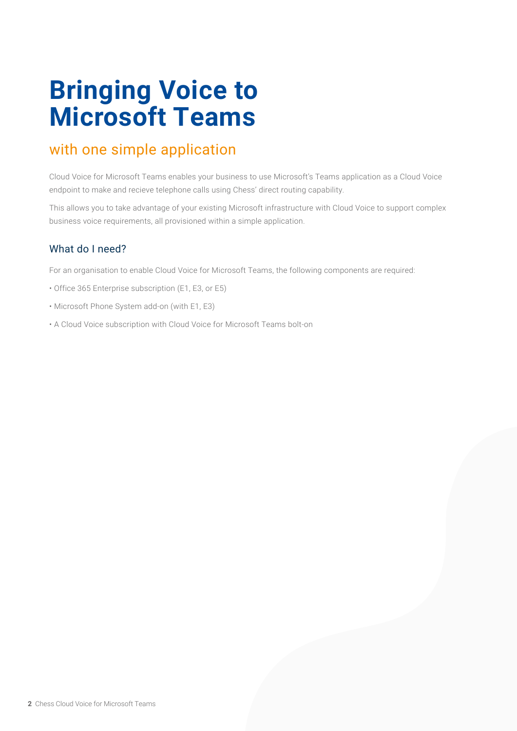# Bringing Voice to Microsoft Teams

## with one simple application

Cloud Voice for Microsoft Teams enables your business to use Microsoft's Teams application as a Cloud Voice endpoint to make and recieve telephone calls using Chess' direct routing capability.

This allows you to take advantage of your existing Microsoft infrastructure with Cloud Voice to support complex business voice requirements, all provisioned within a simple application.

### What do I need?

For an organisation to enable Cloud Voice for Microsoft Teams, the following components are required:

- Office 365 Enterprise subscription (E1, E3, or E5)
- Microsoft Phone System add-on (with E1, E3)
- A Cloud Voice subscription with Cloud Voice for Microsoft Teams bolt-on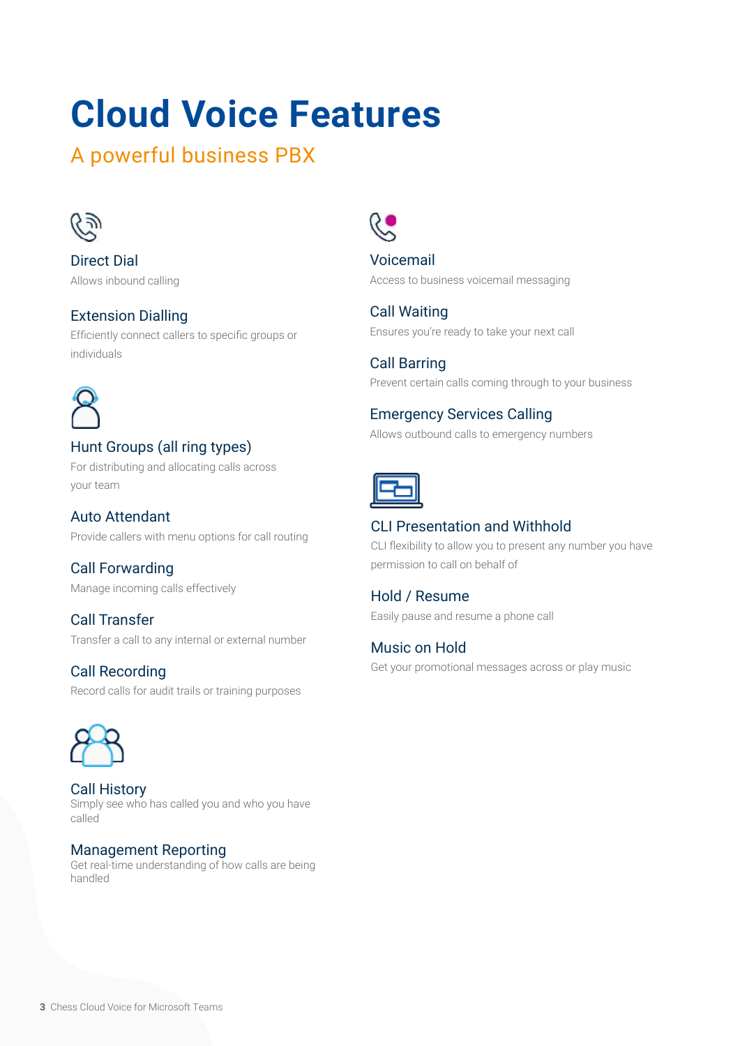# Cloud Voice Features

## A powerful business PBX

### Direct Dial
Allows inbound calling

### Extension Dialling
Efficiently connect callers to specific groups or individuals

### Hunt Groups (all ring types)
For distributing and allocating calls across your team

### Auto Attendant
Provide callers with menu options for call routing

### Call Forwarding
Manage incoming calls effectively

### Call Transfer
Transfer a call to any internal or external number

### Call Recording
Record calls for audit trails or training purposes

### Call History
Simply see who has called you and who you have called

### Management Reporting
Get real-time understanding of how calls are being handled

### Voicemail
Access to business voicemail messaging

### Call Waiting
Ensures you're ready to take your next call

### Call Barring
Prevent certain calls coming through to your business

### Emergency Services Calling
Allows outbound calls to emergency numbers

### CLI Presentation and Withhold
CLI flexibility to allow you to present any number you have permission to call on behalf of

### Hold / Resume
Easily pause and resume a phone call

### Music on Hold
Get your promotional messages across or play music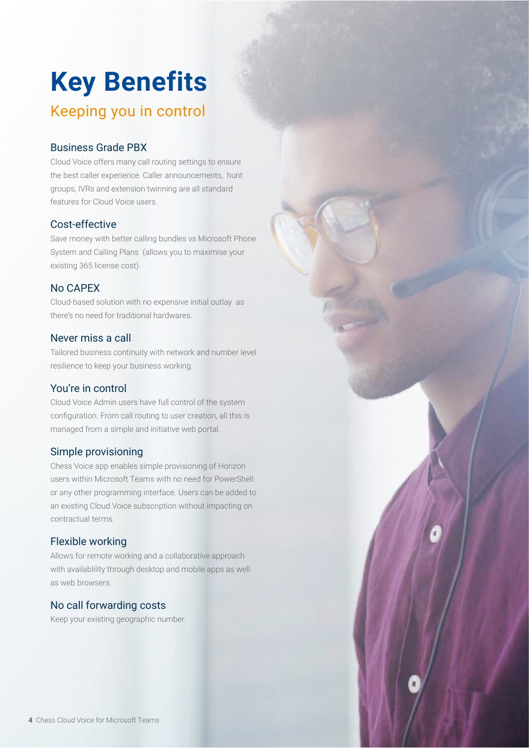# Key Benefits

## Keeping you in control

### Business Grade PBX

Cloud Voice offers many call routing settings to ensure the best caller experience. Caller announcements, hunt groups, IVRs and extension twinning are all standard features for Cloud Voice users.

### Cost-effective

Save money with better calling bundles vs Microsoft Phone System and Calling Plans (allows you to maximise your existing 365 license cost).

### No CAPEX

Cloud-based solution with no expensive initial outlay as there's no need for traditional hardwares.

### Never miss a call

Tailored business continuity with network and number level resilience to keep your business working.

### You're in control

Cloud Voice Admin users have full control of the system configuration. From call routing to user creation, all this is managed from a simple and initiative web portal.

### Simple provisioning

Chess Voice app enables simple provisioning of Horizon users within Microsoft Teams with no need for PowerShell or any other programming interface. Users can be added to an existing Cloud Voice subscription without impacting on contractual terms.

### Flexible working

Allows for remote working and a collaborative approach with availablility through desktop and mobile apps as well as web browsers.

### No call forwarding costs

Keep your existing geographic number.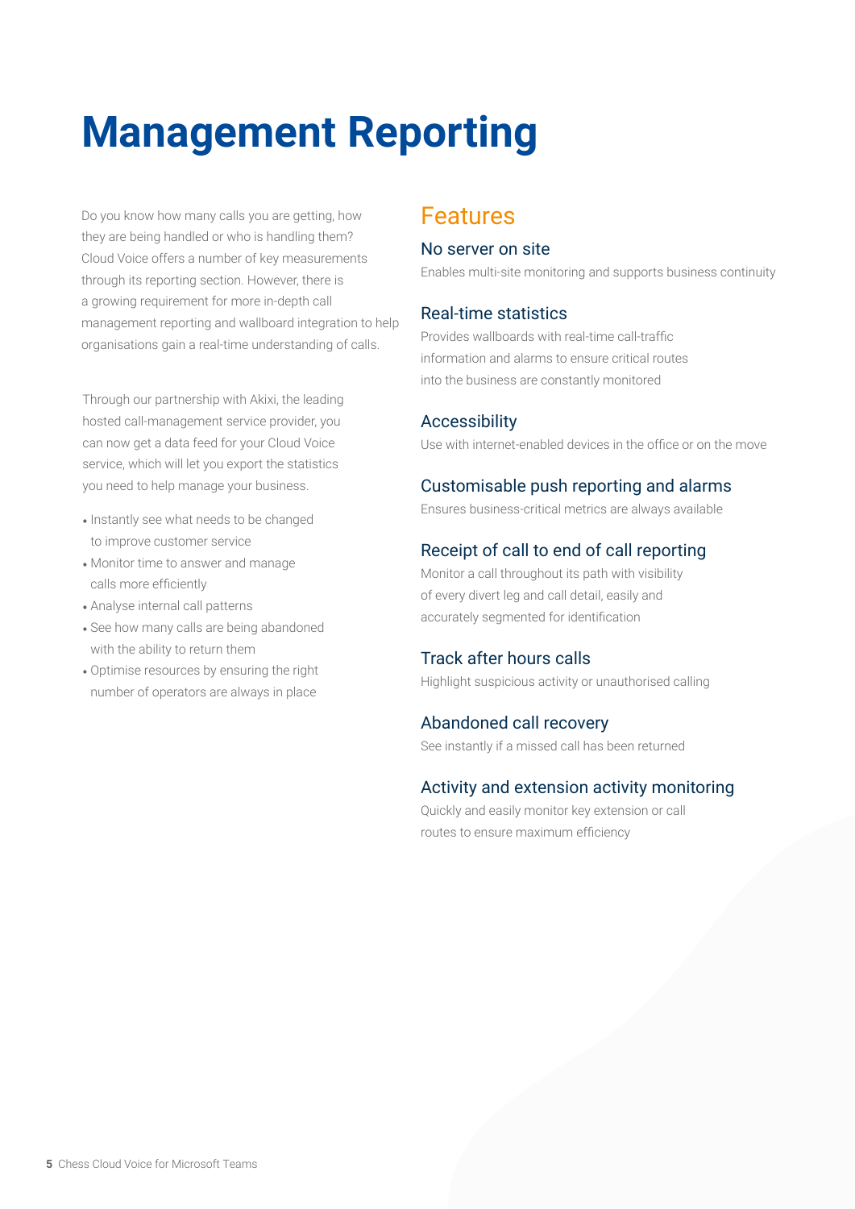# Management Reporting

Do you know how many calls you are getting, how they are being handled or who is handling them? Cloud Voice offers a number of key measurements through its reporting section. However, there is a growing requirement for more in-depth call management reporting and wallboard integration to help organisations gain a real-time understanding of calls.

Through our partnership with Akixi, the leading hosted call-management service provider, you can now get a data feed for your Cloud Voice service, which will let you export the statistics you need to help manage your business.

- Instantly see what needs to be changed to improve customer service
- Monitor time to answer and manage calls more efficiently
- Analyse internal call patterns
- See how many calls are being abandoned with the ability to return them
- Optimise resources by ensuring the right number of operators are always in place

## Features

### No server on site

Enables multi-site monitoring and supports business continuity

### Real-time statistics

Provides wallboards with real-time call-traffic information and alarms to ensure critical routes into the business are constantly monitored

### Accessibility

Use with internet-enabled devices in the office or on the move

### Customisable push reporting and alarms

Ensures business-critical metrics are always available

### Receipt of call to end of call reporting

Monitor a call throughout its path with visibility of every divert leg and call detail, easily and accurately segmented for identification

### Track after hours calls

Highlight suspicious activity or unauthorised calling

### Abandoned call recovery

See instantly if a missed call has been returned

### Activity and extension activity monitoring

Quickly and easily monitor key extension or call routes to ensure maximum efficiency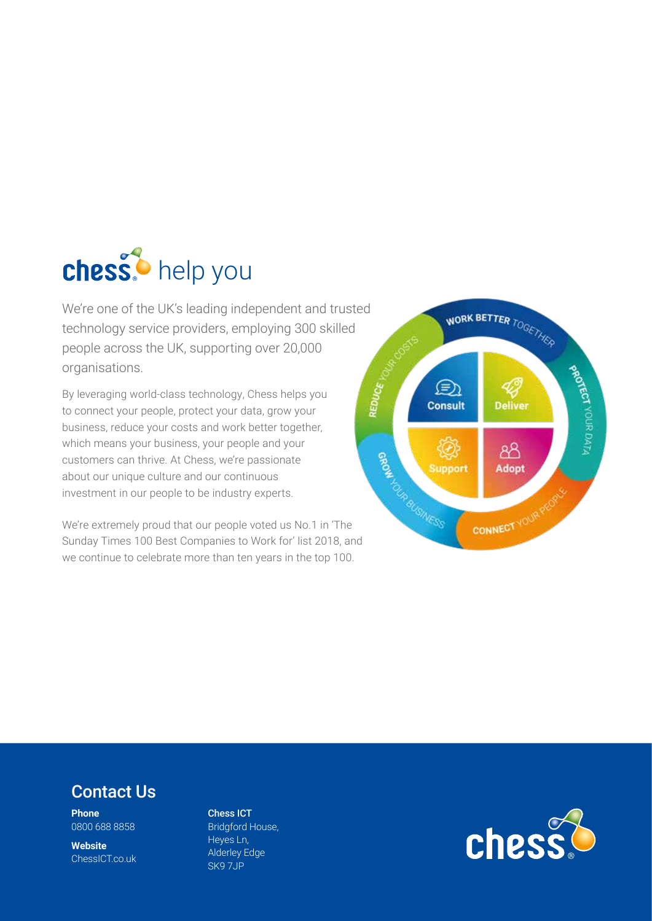# chess help you

We're one of the UK's leading independent and trusted technology service providers, employing 300 skilled people across the UK, supporting over 20,000 organisations.

By leveraging world-class technology, Chess helps you to connect your people, protect your data, grow your business, reduce your costs and work better together, which means your business, your people and your customers can thrive. At Chess, we're passionate about our unique culture and our continuous investment in our people to be industry experts.

We're extremely proud that our people voted us No.1 in 'The Sunday Times 100 Best Companies to Work for' list 2018, and we continue to celebrate more than ten years in the top 100.

WORK BETTER TOGETHER
PROTECT YOUR DATA
CONNECT YOUR PEOPLE
GROW YOUR BUSINESS
REDUCE YOUR COSTS
Consult
Deliver
Support
Adopt

## Contact Us

**Phone**
0800 688 8858

**Website**
ChessICT.co.uk

**Chess ICT**
Bridgford House,
Heyes Ln,
Alderley Edge
SK9 7JP